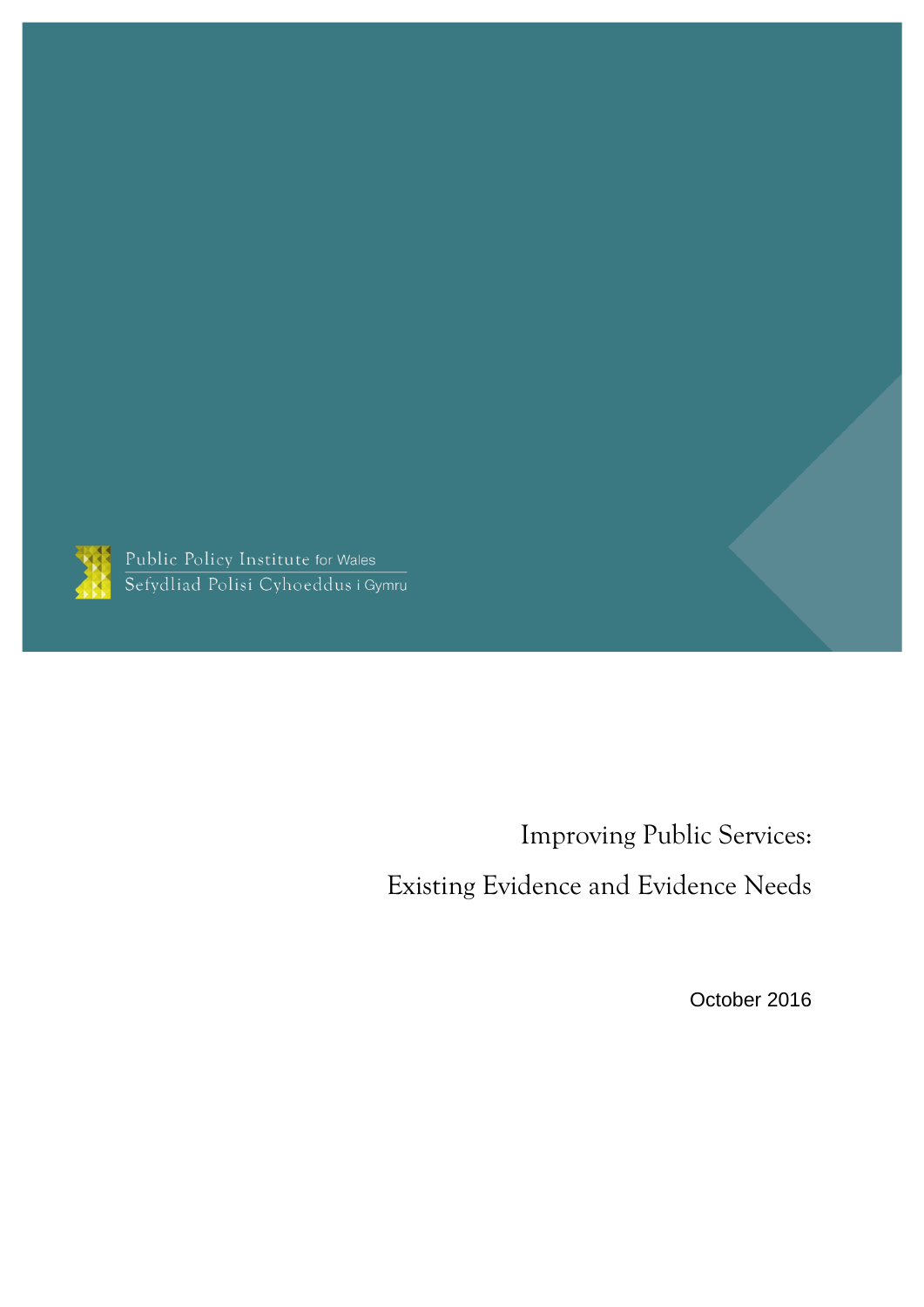Public Policy Institute for Wales
Sefydliad Polisi Cyhoeddus i Gymru

# Improving Public Services: Existing Evidence and Evidence Needs

October 2016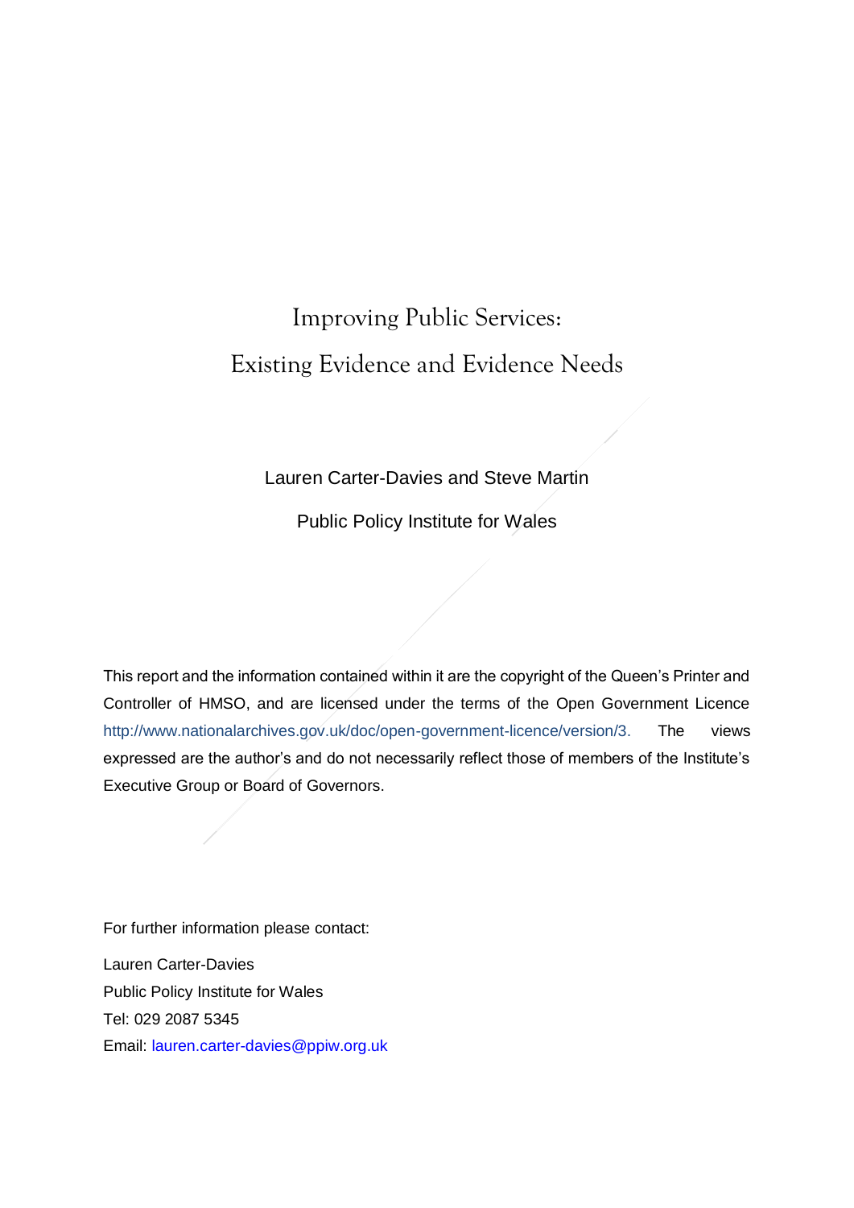# Improving Public Services:

# Existing Evidence and Evidence Needs

Lauren Carter-Davies and Steve Martin

Public Policy Institute for Wales

This report and the information contained within it are the copyright of the Queen's Printer and Controller of HMSO, and are licensed under the terms of the Open Government Licence http://www.nationalarchives.gov.uk/doc/open-government-licence/version/3. The views expressed are the author's and do not necessarily reflect those of members of the Institute's Executive Group or Board of Governors.

For further information please contact:

Lauren Carter-Davies
Public Policy Institute for Wales
Tel: 029 2087 5345
Email: lauren.carter-davies@ppiw.org.uk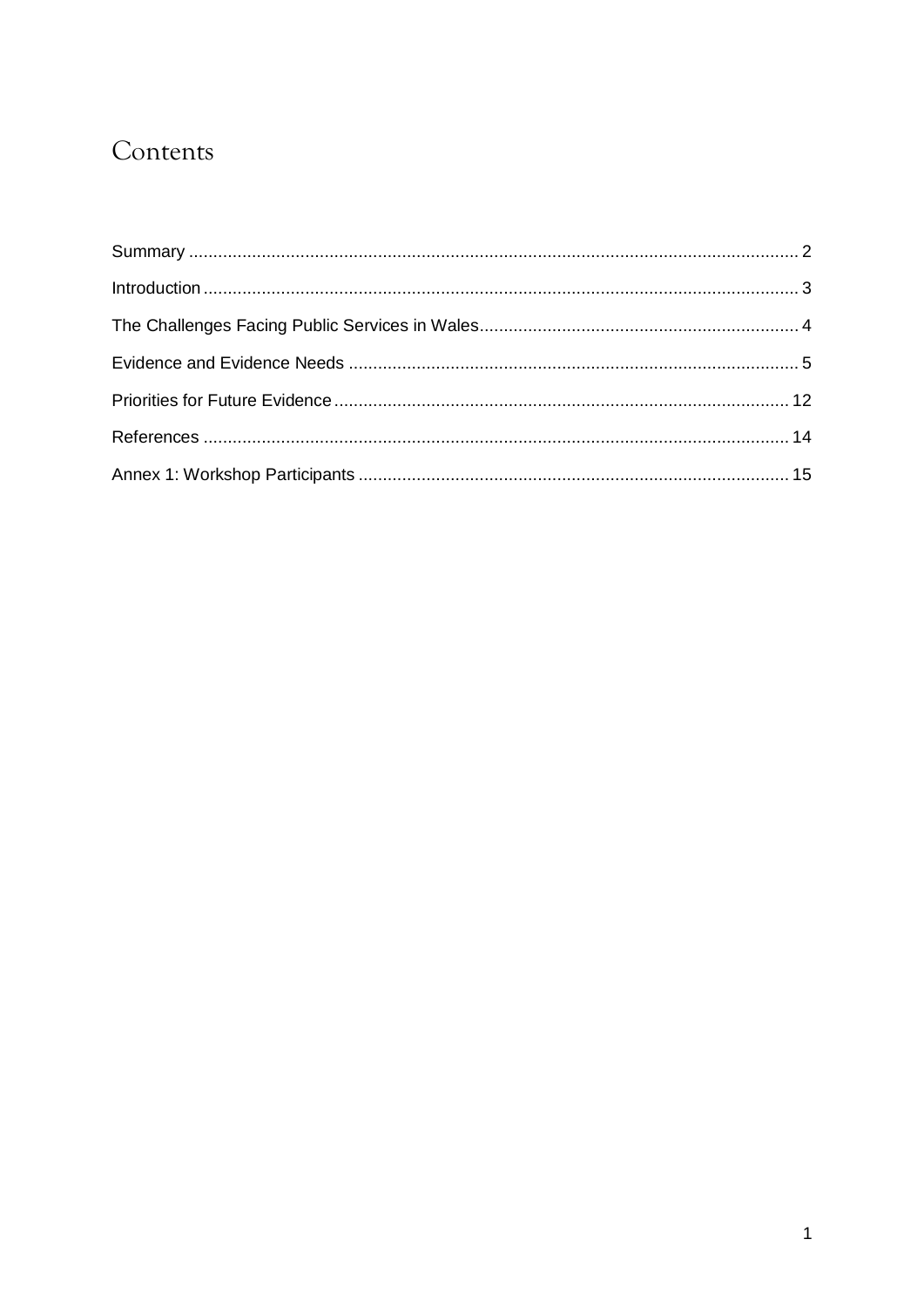# Contents

Summary ........................................................................................................................... 2

Introduction ....................................................................................................................... 3

The Challenges Facing Public Services in Wales ................................................................. 4

Evidence and Evidence Needs ........................................................................................... 5

Priorities for Future Evidence ............................................................................................ 12

References ....................................................................................................................... 14

Annex 1: Workshop Participants ........................................................................................ 15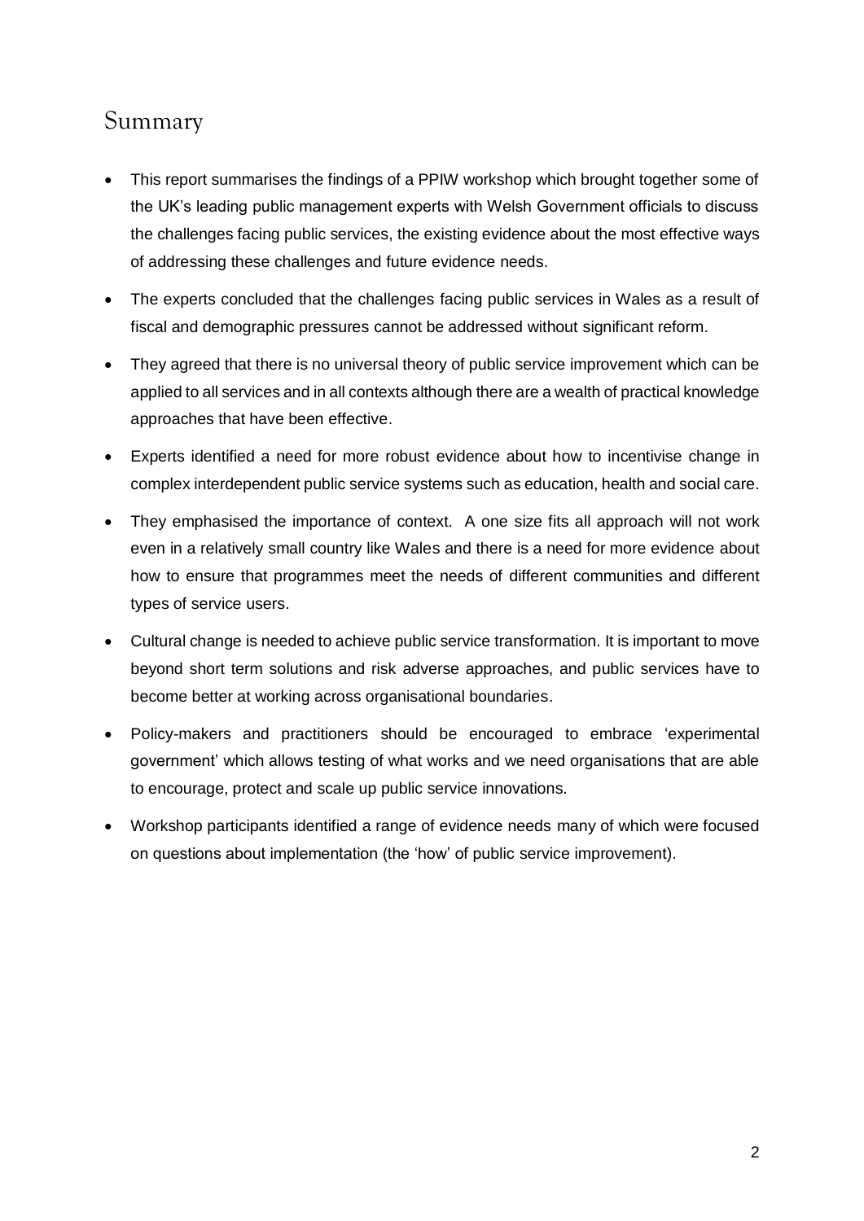## Summary

- This report summarises the findings of a PPIW workshop which brought together some of the UK's leading public management experts with Welsh Government officials to discuss the challenges facing public services, the existing evidence about the most effective ways of addressing these challenges and future evidence needs.
- The experts concluded that the challenges facing public services in Wales as a result of fiscal and demographic pressures cannot be addressed without significant reform.
- They agreed that there is no universal theory of public service improvement which can be applied to all services and in all contexts although there are a wealth of practical knowledge approaches that have been effective.
- Experts identified a need for more robust evidence about how to incentivise change in complex interdependent public service systems such as education, health and social care.
- They emphasised the importance of context. A one size fits all approach will not work even in a relatively small country like Wales and there is a need for more evidence about how to ensure that programmes meet the needs of different communities and different types of service users.
- Cultural change is needed to achieve public service transformation. It is important to move beyond short term solutions and risk adverse approaches, and public services have to become better at working across organisational boundaries.
- Policy-makers and practitioners should be encouraged to embrace 'experimental government' which allows testing of what works and we need organisations that are able to encourage, protect and scale up public service innovations.
- Workshop participants identified a range of evidence needs many of which were focused on questions about implementation (the 'how' of public service improvement).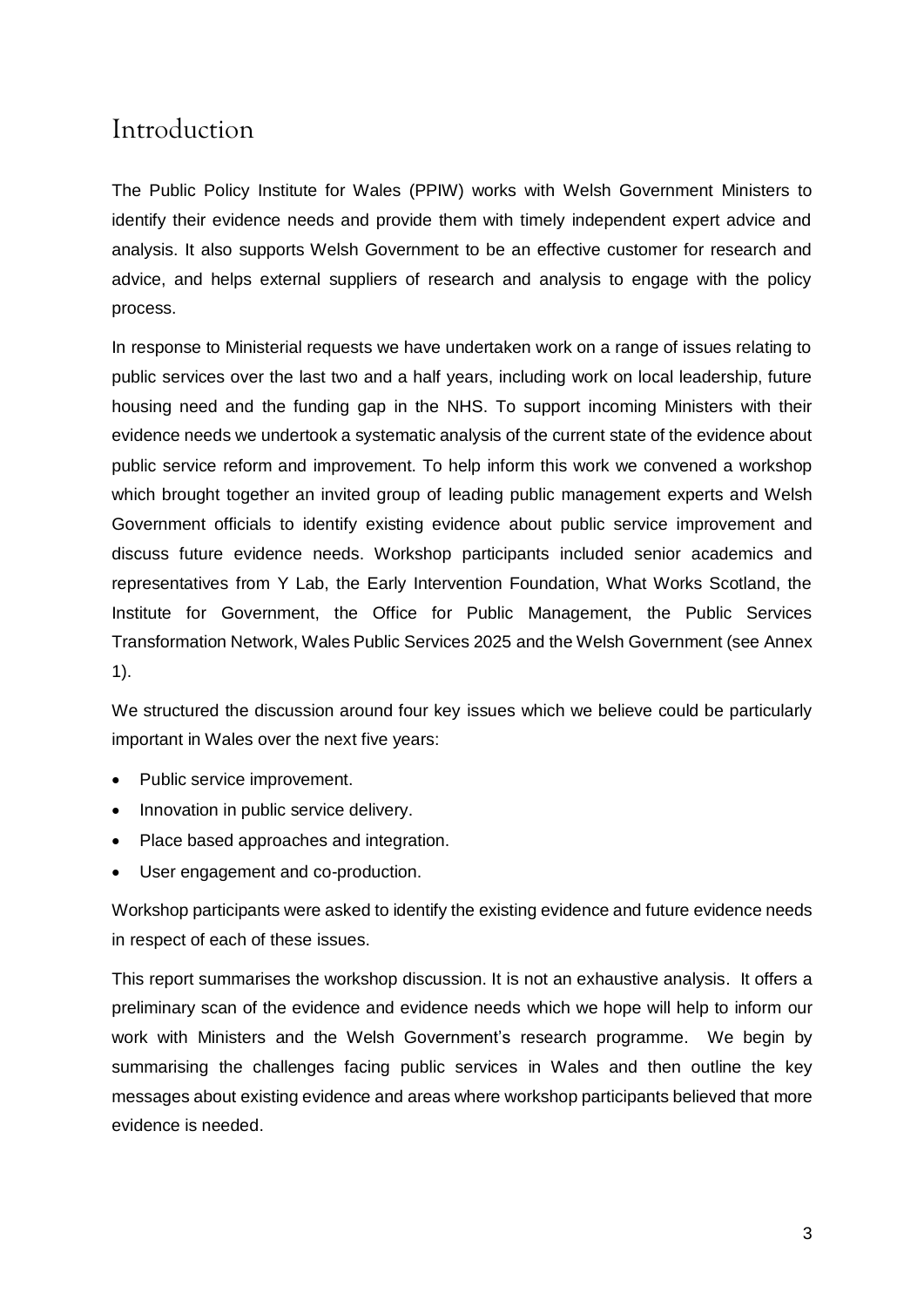# Introduction

The Public Policy Institute for Wales (PPIW) works with Welsh Government Ministers to identify their evidence needs and provide them with timely independent expert advice and analysis. It also supports Welsh Government to be an effective customer for research and advice, and helps external suppliers of research and analysis to engage with the policy process.

In response to Ministerial requests we have undertaken work on a range of issues relating to public services over the last two and a half years, including work on local leadership, future housing need and the funding gap in the NHS. To support incoming Ministers with their evidence needs we undertook a systematic analysis of the current state of the evidence about public service reform and improvement. To help inform this work we convened a workshop which brought together an invited group of leading public management experts and Welsh Government officials to identify existing evidence about public service improvement and discuss future evidence needs. Workshop participants included senior academics and representatives from Y Lab, the Early Intervention Foundation, What Works Scotland, the Institute for Government, the Office for Public Management, the Public Services Transformation Network, Wales Public Services 2025 and the Welsh Government (see Annex 1).

We structured the discussion around four key issues which we believe could be particularly important in Wales over the next five years:

- Public service improvement.
- Innovation in public service delivery.
- Place based approaches and integration.
- User engagement and co-production.

Workshop participants were asked to identify the existing evidence and future evidence needs in respect of each of these issues.

This report summarises the workshop discussion. It is not an exhaustive analysis. It offers a preliminary scan of the evidence and evidence needs which we hope will help to inform our work with Ministers and the Welsh Government's research programme. We begin by summarising the challenges facing public services in Wales and then outline the key messages about existing evidence and areas where workshop participants believed that more evidence is needed.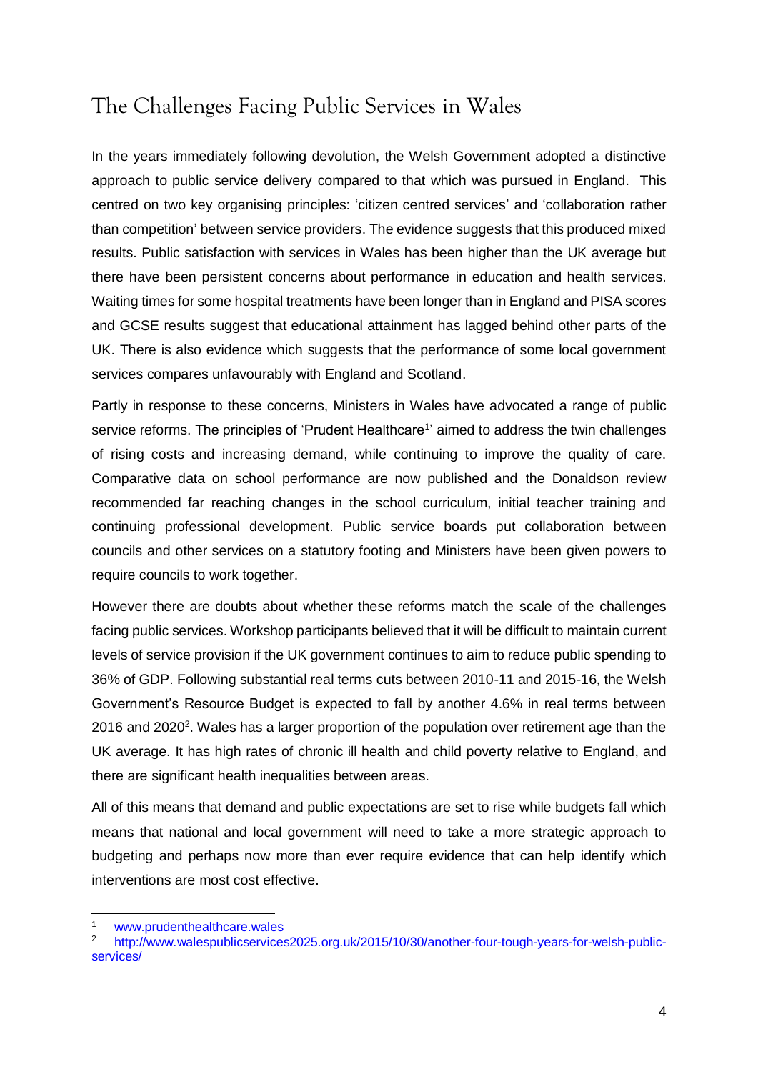## The Challenges Facing Public Services in Wales

In the years immediately following devolution, the Welsh Government adopted a distinctive approach to public service delivery compared to that which was pursued in England. This centred on two key organising principles: 'citizen centred services' and 'collaboration rather than competition' between service providers. The evidence suggests that this produced mixed results. Public satisfaction with services in Wales has been higher than the UK average but there have been persistent concerns about performance in education and health services. Waiting times for some hospital treatments have been longer than in England and PISA scores and GCSE results suggest that educational attainment has lagged behind other parts of the UK. There is also evidence which suggests that the performance of some local government services compares unfavourably with England and Scotland.

Partly in response to these concerns, Ministers in Wales have advocated a range of public service reforms. The principles of 'Prudent Healthcare[1]' aimed to address the twin challenges of rising costs and increasing demand, while continuing to improve the quality of care. Comparative data on school performance are now published and the Donaldson review recommended far reaching changes in the school curriculum, initial teacher training and continuing professional development. Public service boards put collaboration between councils and other services on a statutory footing and Ministers have been given powers to require councils to work together.

However there are doubts about whether these reforms match the scale of the challenges facing public services. Workshop participants believed that it will be difficult to maintain current levels of service provision if the UK government continues to aim to reduce public spending to 36% of GDP. Following substantial real terms cuts between 2010-11 and 2015-16, the Welsh Government's Resource Budget is expected to fall by another 4.6% in real terms between 2016 and 2020[2]. Wales has a larger proportion of the population over retirement age than the UK average. It has high rates of chronic ill health and child poverty relative to England, and there are significant health inequalities between areas.

All of this means that demand and public expectations are set to rise while budgets fall which means that national and local government will need to take a more strategic approach to budgeting and perhaps now more than ever require evidence that can help identify which interventions are most cost effective.

---

[1] www.prudenthealthcare.wales

[2] http://www.walespublicservices2025.org.uk/2015/10/30/another-four-tough-years-for-welsh-public-services/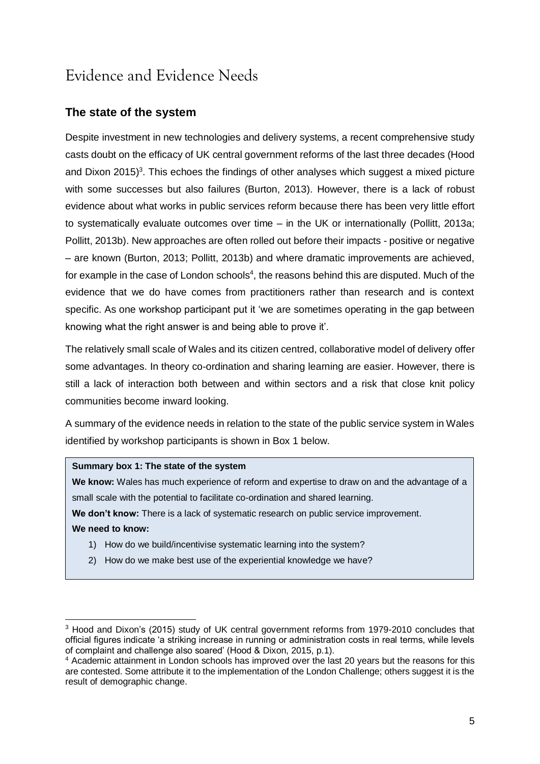# Evidence and Evidence Needs

## The state of the system

Despite investment in new technologies and delivery systems, a recent comprehensive study casts doubt on the efficacy of UK central government reforms of the last three decades (Hood and Dixon 2015)[3]. This echoes the findings of other analyses which suggest a mixed picture with some successes but also failures (Burton, 2013). However, there is a lack of robust evidence about what works in public services reform because there has been very little effort to systematically evaluate outcomes over time – in the UK or internationally (Pollitt, 2013a; Pollitt, 2013b). New approaches are often rolled out before their impacts - positive or negative – are known (Burton, 2013; Pollitt, 2013b) and where dramatic improvements are achieved, for example in the case of London schools[4], the reasons behind this are disputed. Much of the evidence that we do have comes from practitioners rather than research and is context specific. As one workshop participant put it 'we are sometimes operating in the gap between knowing what the right answer is and being able to prove it'.

The relatively small scale of Wales and its citizen centred, collaborative model of delivery offer some advantages. In theory co-ordination and sharing learning are easier. However, there is still a lack of interaction both between and within sectors and a risk that close knit policy communities become inward looking.

A summary of the evidence needs in relation to the state of the public service system in Wales identified by workshop participants is shown in Box 1 below.

**Summary box 1: The state of the system**

**We know:** Wales has much experience of reform and expertise to draw on and the advantage of a small scale with the potential to facilitate co-ordination and shared learning.

**We don't know:** There is a lack of systematic research on public service improvement.

**We need to know:**

1) How do we build/incentivise systematic learning into the system?
2) How do we make best use of the experiential knowledge we have?

---

[3] Hood and Dixon's (2015) study of UK central government reforms from 1979-2010 concludes that official figures indicate 'a striking increase in running or administration costs in real terms, while levels of complaint and challenge also soared' (Hood & Dixon, 2015, p.1).

[4] Academic attainment in London schools has improved over the last 20 years but the reasons for this are contested. Some attribute it to the implementation of the London Challenge; others suggest it is the result of demographic change.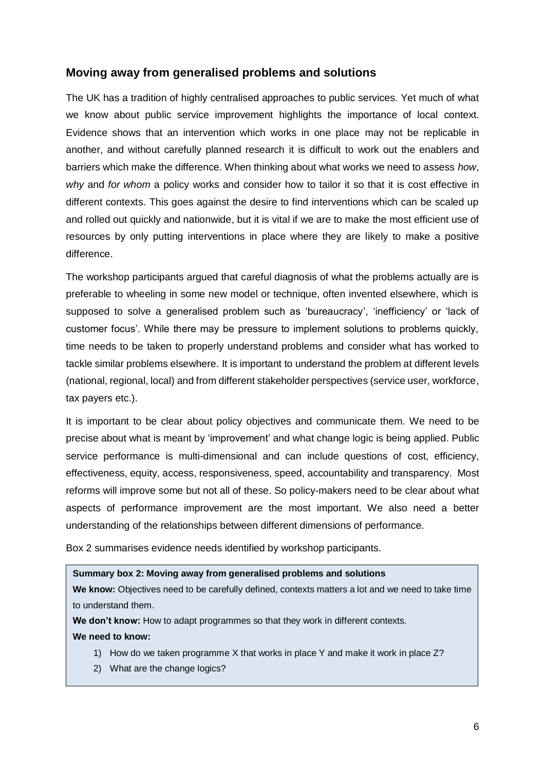## Moving away from generalised problems and solutions

The UK has a tradition of highly centralised approaches to public services. Yet much of what we know about public service improvement highlights the importance of local context. Evidence shows that an intervention which works in one place may not be replicable in another, and without carefully planned research it is difficult to work out the enablers and barriers which make the difference. When thinking about what works we need to assess *how*, *why* and *for whom* a policy works and consider how to tailor it so that it is cost effective in different contexts. This goes against the desire to find interventions which can be scaled up and rolled out quickly and nationwide, but it is vital if we are to make the most efficient use of resources by only putting interventions in place where they are likely to make a positive difference.

The workshop participants argued that careful diagnosis of what the problems actually are is preferable to wheeling in some new model or technique, often invented elsewhere, which is supposed to solve a generalised problem such as 'bureaucracy', 'inefficiency' or 'lack of customer focus'. While there may be pressure to implement solutions to problems quickly, time needs to be taken to properly understand problems and consider what has worked to tackle similar problems elsewhere. It is important to understand the problem at different levels (national, regional, local) and from different stakeholder perspectives (service user, workforce, tax payers etc.).

It is important to be clear about policy objectives and communicate them. We need to be precise about what is meant by 'improvement' and what change logic is being applied. Public service performance is multi-dimensional and can include questions of cost, efficiency, effectiveness, equity, access, responsiveness, speed, accountability and transparency. Most reforms will improve some but not all of these. So policy-makers need to be clear about what aspects of performance improvement are the most important. We also need a better understanding of the relationships between different dimensions of performance.

Box 2 summarises evidence needs identified by workshop participants.

**Summary box 2: Moving away from generalised problems and solutions**

**We know:** Objectives need to be carefully defined, contexts matters a lot and we need to take time to understand them.

**We don't know:** How to adapt programmes so that they work in different contexts.

**We need to know:**

1) How do we taken programme X that works in place Y and make it work in place Z?
2) What are the change logics?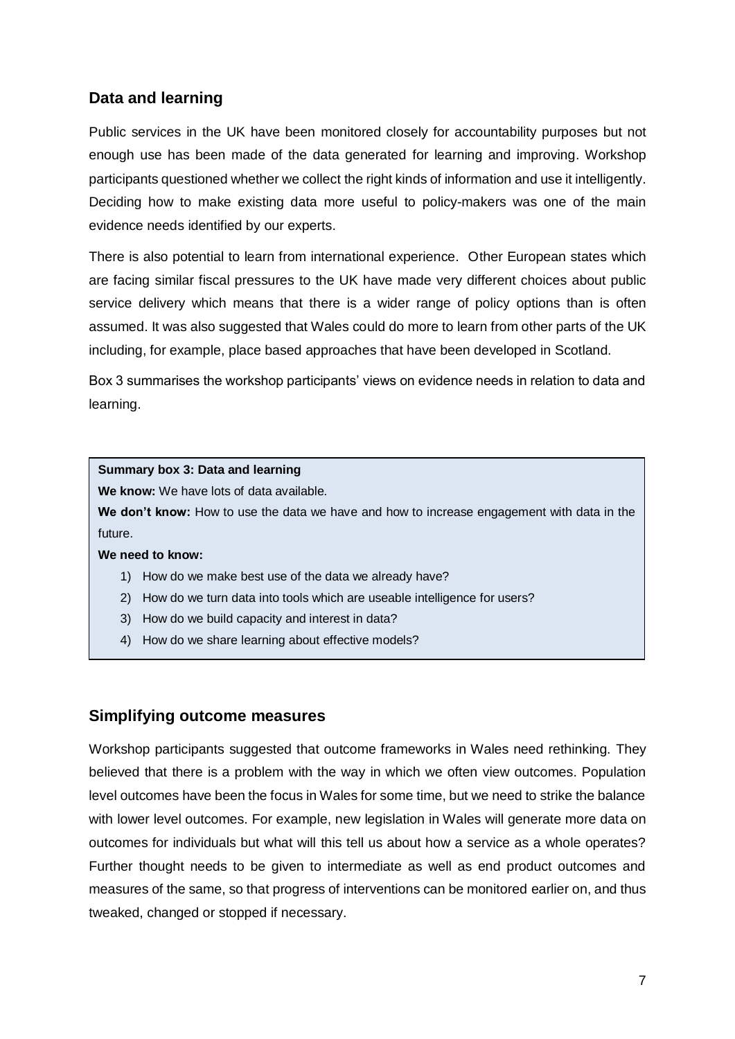## Data and learning

Public services in the UK have been monitored closely for accountability purposes but not enough use has been made of the data generated for learning and improving. Workshop participants questioned whether we collect the right kinds of information and use it intelligently. Deciding how to make existing data more useful to policy-makers was one of the main evidence needs identified by our experts.

There is also potential to learn from international experience. Other European states which are facing similar fiscal pressures to the UK have made very different choices about public service delivery which means that there is a wider range of policy options than is often assumed. It was also suggested that Wales could do more to learn from other parts of the UK including, for example, place based approaches that have been developed in Scotland.

Box 3 summarises the workshop participants' views on evidence needs in relation to data and learning.

> **Summary box 3: Data and learning**
>
> **We know:** We have lots of data available.
>
> **We don't know:** How to use the data we have and how to increase engagement with data in the future.
>
> **We need to know:**
>
> 1) How do we make best use of the data we already have?
> 2) How do we turn data into tools which are useable intelligence for users?
> 3) How do we build capacity and interest in data?
> 4) How do we share learning about effective models?

## Simplifying outcome measures

Workshop participants suggested that outcome frameworks in Wales need rethinking. They believed that there is a problem with the way in which we often view outcomes. Population level outcomes have been the focus in Wales for some time, but we need to strike the balance with lower level outcomes. For example, new legislation in Wales will generate more data on outcomes for individuals but what will this tell us about how a service as a whole operates? Further thought needs to be given to intermediate as well as end product outcomes and measures of the same, so that progress of interventions can be monitored earlier on, and thus tweaked, changed or stopped if necessary.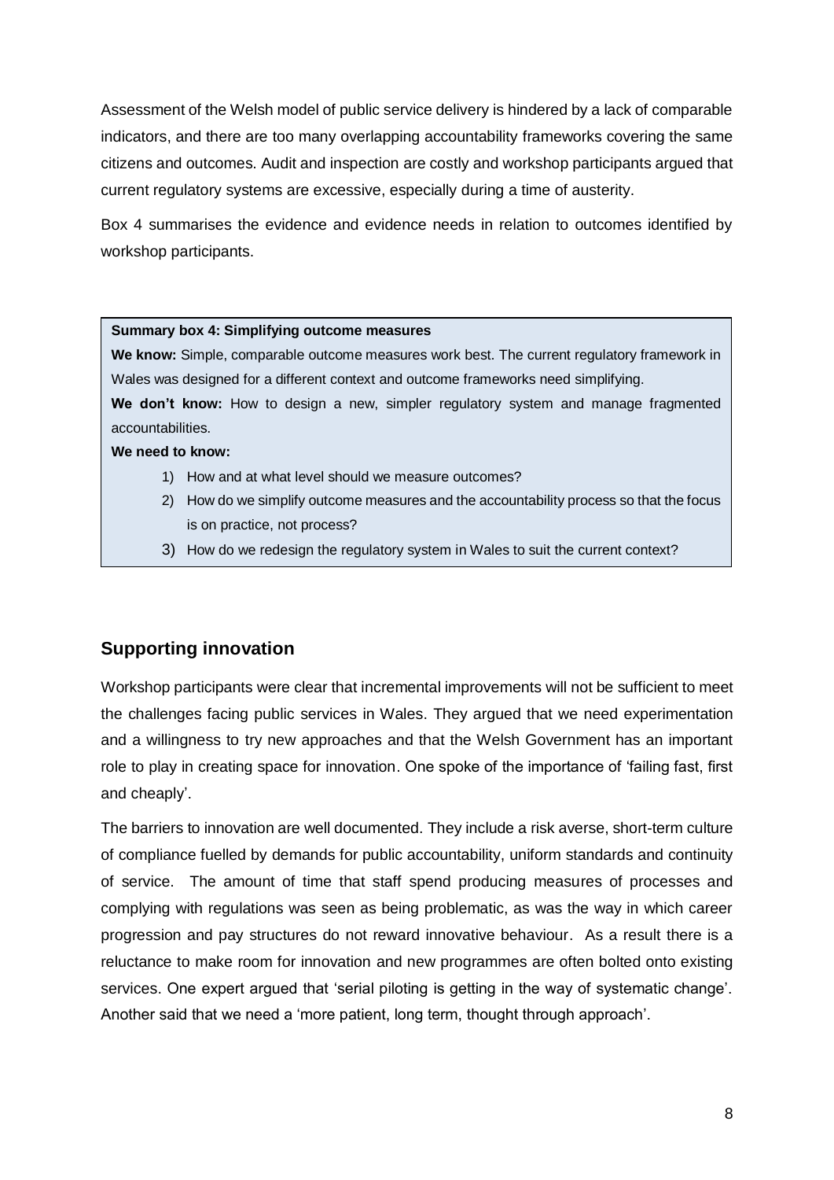Assessment of the Welsh model of public service delivery is hindered by a lack of comparable indicators, and there are too many overlapping accountability frameworks covering the same citizens and outcomes. Audit and inspection are costly and workshop participants argued that current regulatory systems are excessive, especially during a time of austerity.

Box 4 summarises the evidence and evidence needs in relation to outcomes identified by workshop participants.

> **Summary box 4: Simplifying outcome measures**
>
> **We know:** Simple, comparable outcome measures work best. The current regulatory framework in Wales was designed for a different context and outcome frameworks need simplifying.
>
> **We don't know:** How to design a new, simpler regulatory system and manage fragmented accountabilities.
>
> **We need to know:**
>
> 1) How and at what level should we measure outcomes?
> 2) How do we simplify outcome measures and the accountability process so that the focus is on practice, not process?
> 3) How do we redesign the regulatory system in Wales to suit the current context?

## Supporting innovation

Workshop participants were clear that incremental improvements will not be sufficient to meet the challenges facing public services in Wales. They argued that we need experimentation and a willingness to try new approaches and that the Welsh Government has an important role to play in creating space for innovation. One spoke of the importance of 'failing fast, first and cheaply'.

The barriers to innovation are well documented. They include a risk averse, short-term culture of compliance fuelled by demands for public accountability, uniform standards and continuity of service. The amount of time that staff spend producing measures of processes and complying with regulations was seen as being problematic, as was the way in which career progression and pay structures do not reward innovative behaviour. As a result there is a reluctance to make room for innovation and new programmes are often bolted onto existing services. One expert argued that 'serial piloting is getting in the way of systematic change'. Another said that we need a 'more patient, long term, thought through approach'.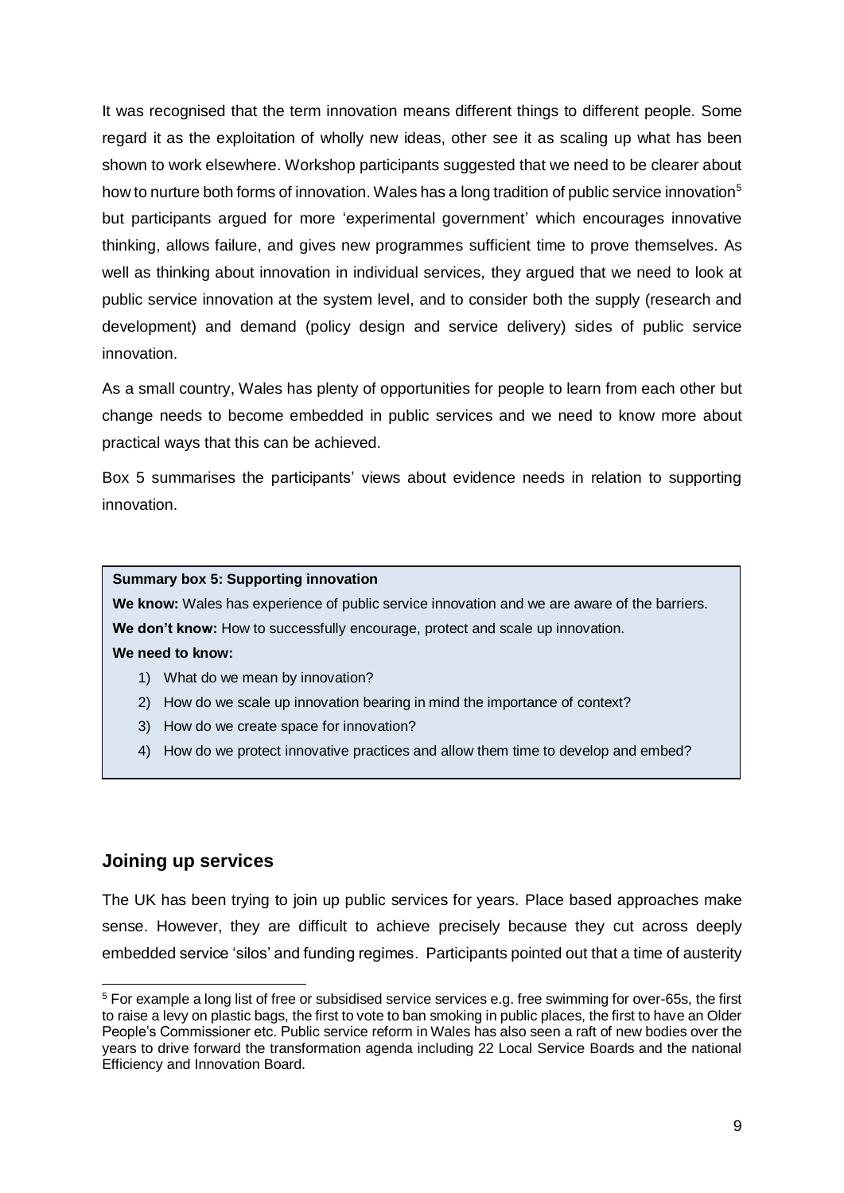It was recognised that the term innovation means different things to different people. Some regard it as the exploitation of wholly new ideas, other see it as scaling up what has been shown to work elsewhere. Workshop participants suggested that we need to be clearer about how to nurture both forms of innovation. Wales has a long tradition of public service innovation[5] but participants argued for more 'experimental government' which encourages innovative thinking, allows failure, and gives new programmes sufficient time to prove themselves. As well as thinking about innovation in individual services, they argued that we need to look at public service innovation at the system level, and to consider both the supply (research and development) and demand (policy design and service delivery) sides of public service innovation.

As a small country, Wales has plenty of opportunities for people to learn from each other but change needs to become embedded in public services and we need to know more about practical ways that this can be achieved.

Box 5 summarises the participants' views about evidence needs in relation to supporting innovation.

> **Summary box 5: Supporting innovation**
>
> **We know:** Wales has experience of public service innovation and we are aware of the barriers.
>
> **We don't know:** How to successfully encourage, protect and scale up innovation.
>
> **We need to know:**
>
> 1) What do we mean by innovation?
> 2) How do we scale up innovation bearing in mind the importance of context?
> 3) How do we create space for innovation?
> 4) How do we protect innovative practices and allow them time to develop and embed?

## Joining up services

The UK has been trying to join up public services for years. Place based approaches make sense. However, they are difficult to achieve precisely because they cut across deeply embedded service 'silos' and funding regimes. Participants pointed out that a time of austerity

[5] For example a long list of free or subsidised service services e.g. free swimming for over-65s, the first to raise a levy on plastic bags, the first to vote to ban smoking in public places, the first to have an Older People's Commissioner etc. Public service reform in Wales has also seen a raft of new bodies over the years to drive forward the transformation agenda including 22 Local Service Boards and the national Efficiency and Innovation Board.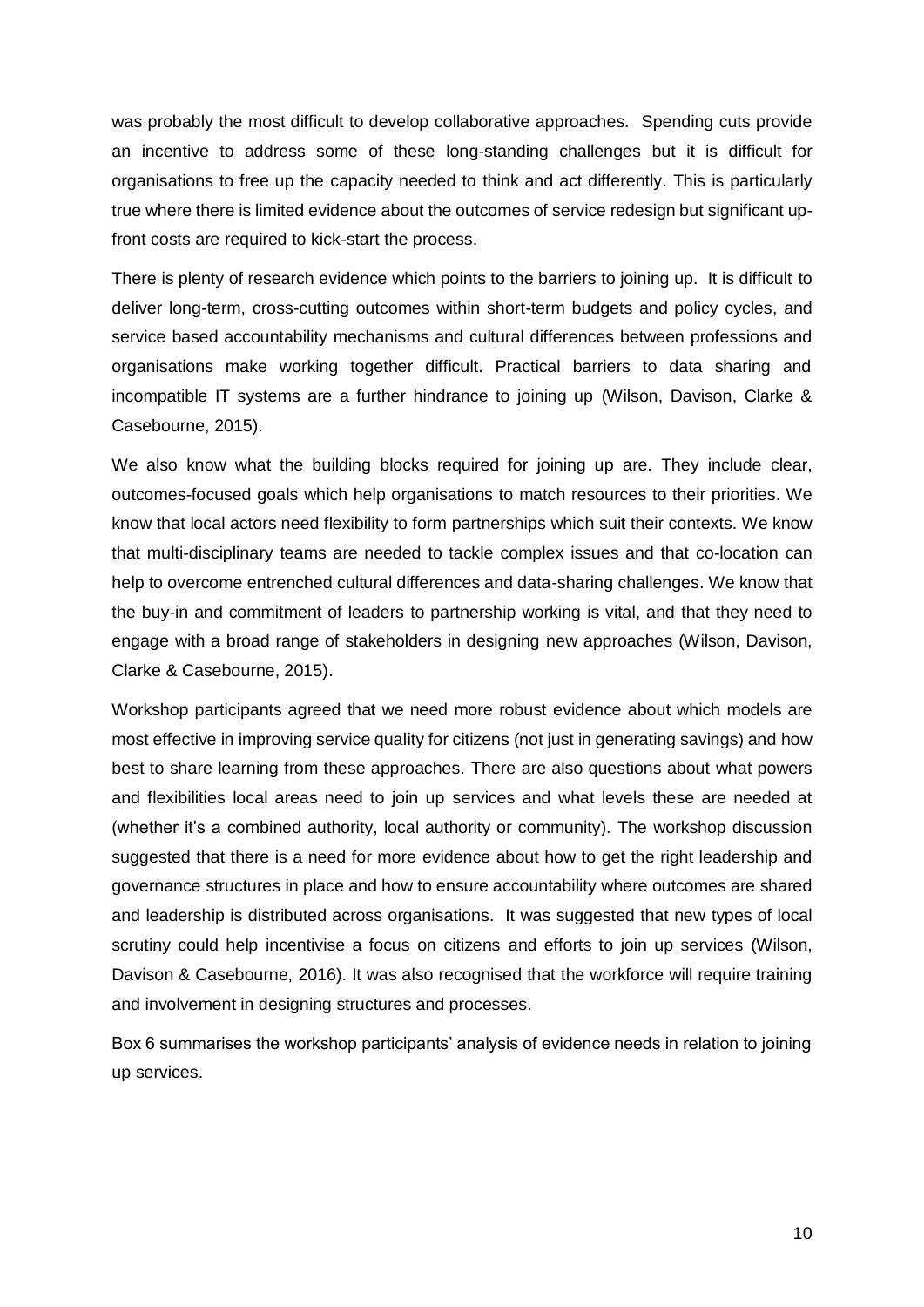was probably the most difficult to develop collaborative approaches. Spending cuts provide an incentive to address some of these long-standing challenges but it is difficult for organisations to free up the capacity needed to think and act differently. This is particularly true where there is limited evidence about the outcomes of service redesign but significant up-front costs are required to kick-start the process.

There is plenty of research evidence which points to the barriers to joining up. It is difficult to deliver long-term, cross-cutting outcomes within short-term budgets and policy cycles, and service based accountability mechanisms and cultural differences between professions and organisations make working together difficult. Practical barriers to data sharing and incompatible IT systems are a further hindrance to joining up (Wilson, Davison, Clarke & Casebourne, 2015).

We also know what the building blocks required for joining up are. They include clear, outcomes-focused goals which help organisations to match resources to their priorities. We know that local actors need flexibility to form partnerships which suit their contexts. We know that multi-disciplinary teams are needed to tackle complex issues and that co-location can help to overcome entrenched cultural differences and data-sharing challenges. We know that the buy-in and commitment of leaders to partnership working is vital, and that they need to engage with a broad range of stakeholders in designing new approaches (Wilson, Davison, Clarke & Casebourne, 2015).

Workshop participants agreed that we need more robust evidence about which models are most effective in improving service quality for citizens (not just in generating savings) and how best to share learning from these approaches. There are also questions about what powers and flexibilities local areas need to join up services and what levels these are needed at (whether it's a combined authority, local authority or community). The workshop discussion suggested that there is a need for more evidence about how to get the right leadership and governance structures in place and how to ensure accountability where outcomes are shared and leadership is distributed across organisations. It was suggested that new types of local scrutiny could help incentivise a focus on citizens and efforts to join up services (Wilson, Davison & Casebourne, 2016). It was also recognised that the workforce will require training and involvement in designing structures and processes.

Box 6 summarises the workshop participants' analysis of evidence needs in relation to joining up services.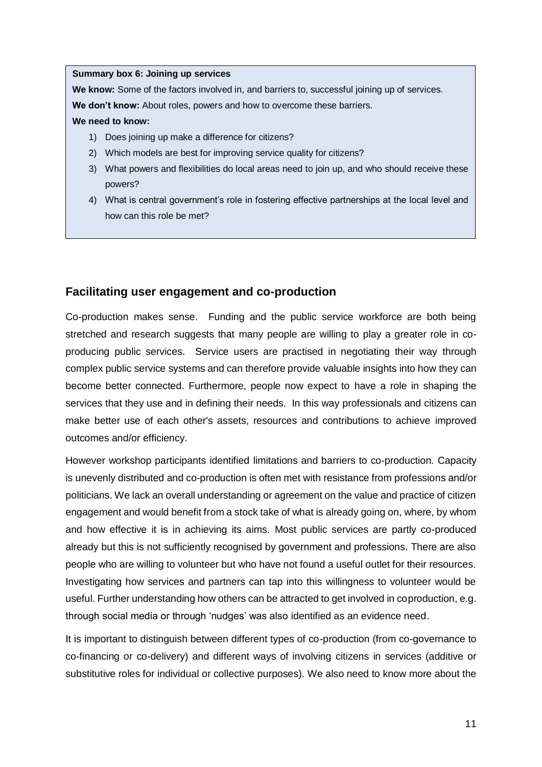**Summary box 6: Joining up services**

**We know:** Some of the factors involved in, and barriers to, successful joining up of services.

**We don't know:** About roles, powers and how to overcome these barriers.

**We need to know:**

1) Does joining up make a difference for citizens?
2) Which models are best for improving service quality for citizens?
3) What powers and flexibilities do local areas need to join up, and who should receive these powers?
4) What is central government's role in fostering effective partnerships at the local level and how can this role be met?

## Facilitating user engagement and co-production

Co-production makes sense. Funding and the public service workforce are both being stretched and research suggests that many people are willing to play a greater role in co-producing public services. Service users are practised in negotiating their way through complex public service systems and can therefore provide valuable insights into how they can become better connected. Furthermore, people now expect to have a role in shaping the services that they use and in defining their needs. In this way professionals and citizens can make better use of each other's assets, resources and contributions to achieve improved outcomes and/or efficiency.

However workshop participants identified limitations and barriers to co-production. Capacity is unevenly distributed and co-production is often met with resistance from professions and/or politicians. We lack an overall understanding or agreement on the value and practice of citizen engagement and would benefit from a stock take of what is already going on, where, by whom and how effective it is in achieving its aims. Most public services are partly co-produced already but this is not sufficiently recognised by government and professions. There are also people who are willing to volunteer but who have not found a useful outlet for their resources. Investigating how services and partners can tap into this willingness to volunteer would be useful. Further understanding how others can be attracted to get involved in coproduction, e.g. through social media or through 'nudges' was also identified as an evidence need.

It is important to distinguish between different types of co-production (from co-governance to co-financing or co-delivery) and different ways of involving citizens in services (additive or substitutive roles for individual or collective purposes). We also need to know more about the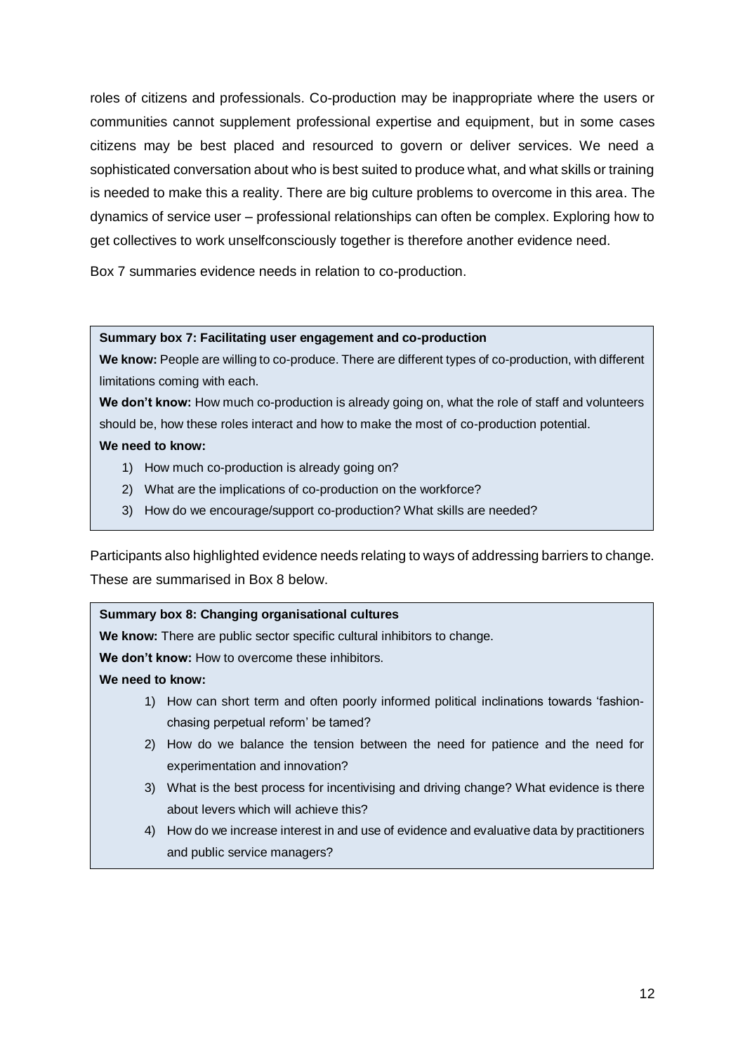roles of citizens and professionals. Co-production may be inappropriate where the users or communities cannot supplement professional expertise and equipment, but in some cases citizens may be best placed and resourced to govern or deliver services. We need a sophisticated conversation about who is best suited to produce what, and what skills or training is needed to make this a reality. There are big culture problems to overcome in this area. The dynamics of service user – professional relationships can often be complex. Exploring how to get collectives to work unselfconsciously together is therefore another evidence need.

Box 7 summaries evidence needs in relation to co-production.

> **Summary box 7: Facilitating user engagement and co-production**
>
> **We know:** People are willing to co-produce. There are different types of co-production, with different limitations coming with each.
>
> **We don't know:** How much co-production is already going on, what the role of staff and volunteers should be, how these roles interact and how to make the most of co-production potential.
>
> **We need to know:**
>
> 1) How much co-production is already going on?
> 2) What are the implications of co-production on the workforce?
> 3) How do we encourage/support co-production? What skills are needed?

Participants also highlighted evidence needs relating to ways of addressing barriers to change. These are summarised in Box 8 below.

> **Summary box 8: Changing organisational cultures**
>
> **We know:** There are public sector specific cultural inhibitors to change.
>
> **We don't know:** How to overcome these inhibitors.
>
> **We need to know:**
>
> 1) How can short term and often poorly informed political inclinations towards 'fashion-chasing perpetual reform' be tamed?
> 2) How do we balance the tension between the need for patience and the need for experimentation and innovation?
> 3) What is the best process for incentivising and driving change? What evidence is there about levers which will achieve this?
> 4) How do we increase interest in and use of evidence and evaluative data by practitioners and public service managers?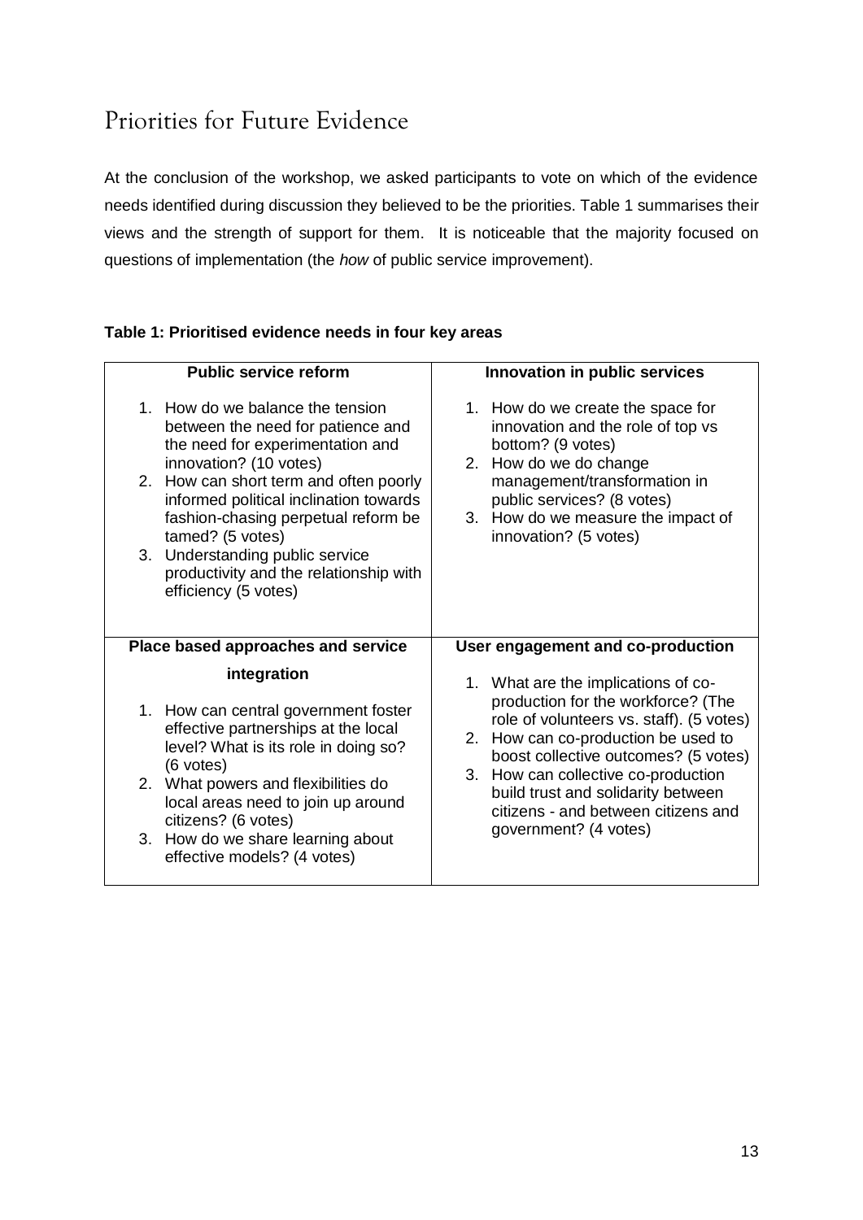## Priorities for Future Evidence

At the conclusion of the workshop, we asked participants to vote on which of the evidence needs identified during discussion they believed to be the priorities. Table 1 summarises their views and the strength of support for them. It is noticeable that the majority focused on questions of implementation (the *how* of public service improvement).

**Table 1: Prioritised evidence needs in four key areas**

| Public service reform | Innovation in public services |
|---|---|
| 1. How do we balance the tension between the need for patience and the need for experimentation and innovation? (10 votes)<br>2. How can short term and often poorly informed political inclination towards fashion-chasing perpetual reform be tamed? (5 votes)<br>3. Understanding public service productivity and the relationship with efficiency (5 votes) | 1. How do we create the space for innovation and the role of top vs bottom? (9 votes)<br>2. How do we do change management/transformation in public services? (8 votes)<br>3. How do we measure the impact of innovation? (5 votes) |
| **Place based approaches and service integration** | **User engagement and co-production** |
| 1. How can central government foster effective partnerships at the local level? What is its role in doing so? (6 votes)<br>2. What powers and flexibilities do local areas need to join up around citizens? (6 votes)<br>3. How do we share learning about effective models? (4 votes) | 1. What are the implications of co-production for the workforce? (The role of volunteers vs. staff). (5 votes)<br>2. How can co-production be used to boost collective outcomes? (5 votes)<br>3. How can collective co-production build trust and solidarity between citizens - and between citizens and government? (4 votes) |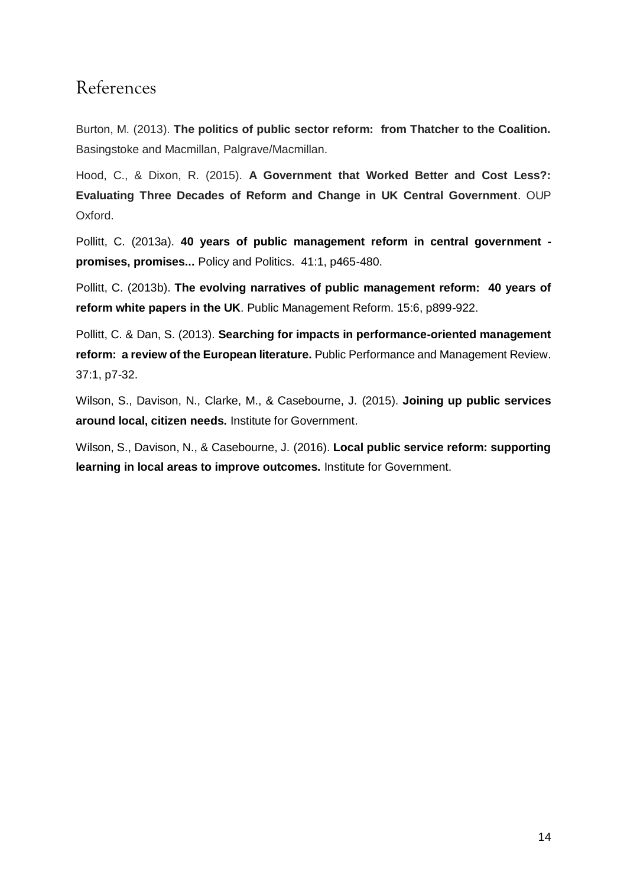## References

Burton, M. (2013). **The politics of public sector reform: from Thatcher to the Coalition.** Basingstoke and Macmillan, Palgrave/Macmillan.

Hood, C., & Dixon, R. (2015). **A Government that Worked Better and Cost Less?: Evaluating Three Decades of Reform and Change in UK Central Government**. OUP Oxford.

Pollitt, C. (2013a). **40 years of public management reform in central government - promises, promises...** Policy and Politics. 41:1, p465-480.

Pollitt, C. (2013b). **The evolving narratives of public management reform: 40 years of reform white papers in the UK**. Public Management Reform. 15:6, p899-922.

Pollitt, C. & Dan, S. (2013). **Searching for impacts in performance-oriented management reform: a review of the European literature.** Public Performance and Management Review. 37:1, p7-32.

Wilson, S., Davison, N., Clarke, M., & Casebourne, J. (2015). **Joining up public services around local, citizen needs.** Institute for Government.

Wilson, S., Davison, N., & Casebourne, J. (2016). **Local public service reform: supporting learning in local areas to improve outcomes.** Institute for Government.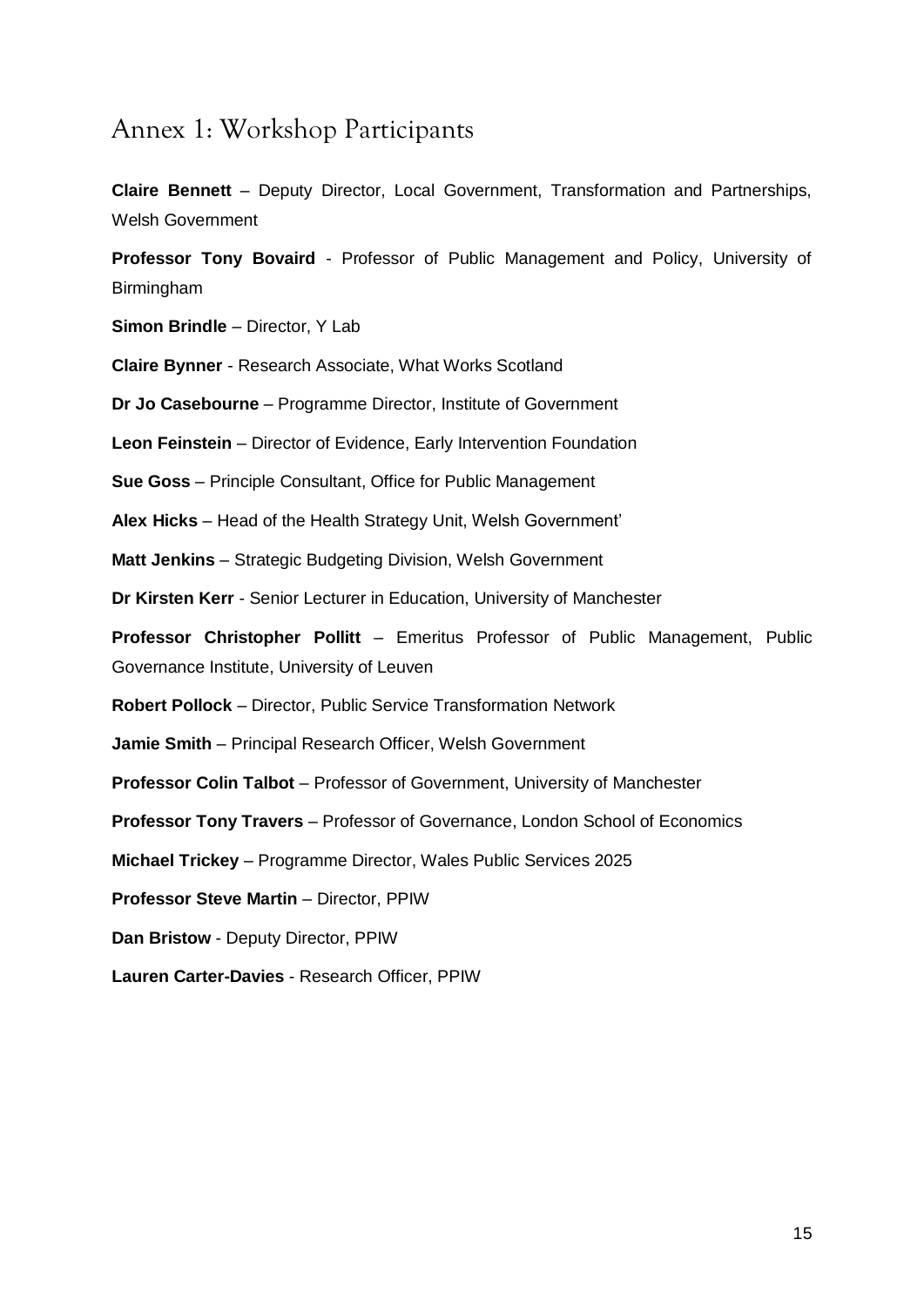## Annex 1: Workshop Participants

**Claire Bennett** – Deputy Director, Local Government, Transformation and Partnerships, Welsh Government

**Professor Tony Bovaird** - Professor of Public Management and Policy, University of Birmingham

**Simon Brindle** – Director, Y Lab

**Claire Bynner** - Research Associate, What Works Scotland

**Dr Jo Casebourne** – Programme Director, Institute of Government

**Leon Feinstein** – Director of Evidence, Early Intervention Foundation

**Sue Goss** – Principle Consultant, Office for Public Management

**Alex Hicks** – Head of the Health Strategy Unit, Welsh Government'

**Matt Jenkins** – Strategic Budgeting Division, Welsh Government

**Dr Kirsten Kerr** - Senior Lecturer in Education, University of Manchester

**Professor Christopher Pollitt** – Emeritus Professor of Public Management, Public Governance Institute, University of Leuven

**Robert Pollock** – Director, Public Service Transformation Network

**Jamie Smith** – Principal Research Officer, Welsh Government

**Professor Colin Talbot** – Professor of Government, University of Manchester

**Professor Tony Travers** – Professor of Governance, London School of Economics

**Michael Trickey** – Programme Director, Wales Public Services 2025

**Professor Steve Martin** – Director, PPIW

**Dan Bristow** - Deputy Director, PPIW

**Lauren Carter-Davies** - Research Officer, PPIW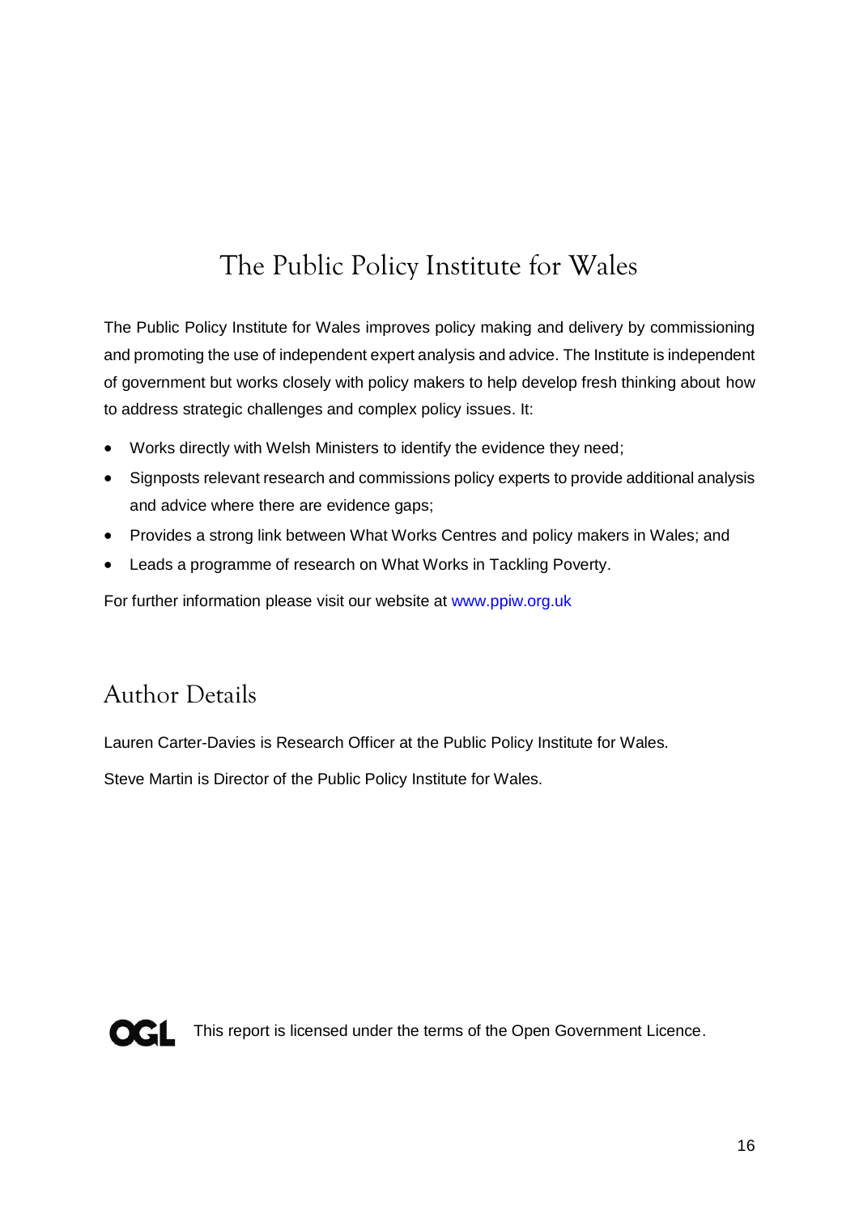# The Public Policy Institute for Wales

The Public Policy Institute for Wales improves policy making and delivery by commissioning and promoting the use of independent expert analysis and advice. The Institute is independent of government but works closely with policy makers to help develop fresh thinking about how to address strategic challenges and complex policy issues. It:

- Works directly with Welsh Ministers to identify the evidence they need;
- Signposts relevant research and commissions policy experts to provide additional analysis and advice where there are evidence gaps;
- Provides a strong link between What Works Centres and policy makers in Wales; and
- Leads a programme of research on What Works in Tackling Poverty.

For further information please visit our website at www.ppiw.org.uk

## Author Details

Lauren Carter-Davies is Research Officer at the Public Policy Institute for Wales.

Steve Martin is Director of the Public Policy Institute for Wales.

OGL This report is licensed under the terms of the Open Government Licence.